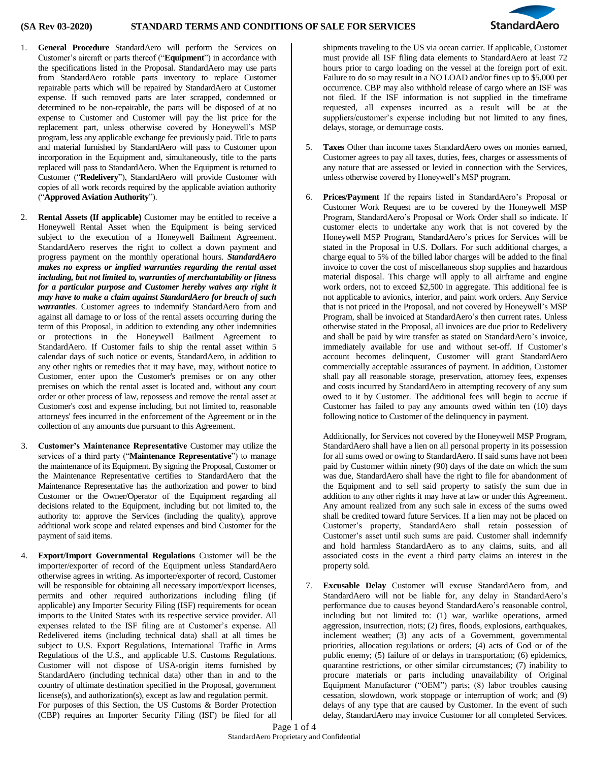# STANDARD TERMS AND CONDITIONS OF SALE FOR SERVICES

(SA Rev 03-2020)

1. **General Procedure** StandardAero will perform the Services on Customer's aircraft or parts thereof ("**Equipment**") in accordance with the specifications listed in the Proposal. StandardAero may use parts from StandardAero rotable parts inventory to replace Customer repairable parts which will be repaired by StandardAero at Customer expense. If such removed parts are later scrapped, condemned or determined to be non-repairable, the parts will be disposed of at no expense to Customer and Customer will pay the list price for the replacement part, unless otherwise covered by Honeywell's MSP program, less any applicable exchange fee previously paid. Title to parts and material furnished by StandardAero will pass to Customer upon incorporation in the Equipment and, simultaneously, title to the parts replaced will pass to StandardAero. When the Equipment is returned to Customer ("**Redelivery**"), StandardAero will provide Customer with copies of all work records required by the applicable aviation authority ("**Approved Aviation Authority**").

2. **Rental Assets (If applicable)** Customer may be entitled to receive a Honeywell Rental Asset when the Equipment is being serviced subject to the execution of a Honeywell Bailment Agreement. StandardAero reserves the right to collect a down payment and progress payment on the monthly operational hours. ***StandardAero makes no express or implied warranties regarding the rental asset including, but not limited to, warranties of merchantability or fitness for a particular purpose and Customer hereby waives any right it may have to make a claim against StandardAero for breach of such warranties***. Customer agrees to indemnify StandardAero from and against all damage to or loss of the rental assets occurring during the term of this Proposal, in addition to extending any other indemnities or protections in the Honeywell Bailment Agreement to StandardAero. If Customer fails to ship the rental asset within 5 calendar days of such notice or events, StandardAero, in addition to any other rights or remedies that it may have, may, without notice to Customer, enter upon the Customer's premises or on any other premises on which the rental asset is located and, without any court order or other process of law, repossess and remove the rental asset at Customer's cost and expense including, but not limited to, reasonable attorneys' fees incurred in the enforcement of the Agreement or in the collection of any amounts due pursuant to this Agreement.

3. **Customer's Maintenance Representative** Customer may utilize the services of a third party ("**Maintenance Representative**") to manage the maintenance of its Equipment. By signing the Proposal, Customer or the Maintenance Representative certifies to StandardAero that the Maintenance Representative has the authorization and power to bind Customer or the Owner/Operator of the Equipment regarding all decisions related to the Equipment, including but not limited to, the authority to: approve the Services (including the quality), approve additional work scope and related expenses and bind Customer for the payment of said items.

4. **Export/Import Governmental Regulations** Customer will be the importer/exporter of record of the Equipment unless StandardAero otherwise agrees in writing. As importer/exporter of record, Customer will be responsible for obtaining all necessary import/export licenses, permits and other required authorizations including filing (if applicable) any Importer Security Filing (ISF) requirements for ocean imports to the United States with its respective service provider. All expenses related to the ISF filing are at Customer's expense. All Redelivered items (including technical data) shall at all times be subject to U.S. Export Regulations, International Traffic in Arms Regulations of the U.S., and applicable U.S. Customs Regulations. Customer will not dispose of USA-origin items furnished by StandardAero (including technical data) other than in and to the country of ultimate destination specified in the Proposal, government license(s), and authorization(s), except as law and regulation permit.
For purposes of this Section, the US Customs & Border Protection (CBP) requires an Importer Security Filing (ISF) be filed for all shipments traveling to the US via ocean carrier. If applicable, Customer must provide all ISF filing data elements to StandardAero at least 72 hours prior to cargo loading on the vessel at the foreign port of exit. Failure to do so may result in a NO LOAD and/or fines up to $5,000 per occurrence. CBP may also withhold release of cargo where an ISF was not filed. If the ISF information is not supplied in the timeframe requested, all expenses incurred as a result will be at the suppliers/customer's expense including but not limited to any fines, delays, storage, or demurrage costs.

5. **Taxes** Other than income taxes StandardAero owes on monies earned, Customer agrees to pay all taxes, duties, fees, charges or assessments of any nature that are assessed or levied in connection with the Services, unless otherwise covered by Honeywell's MSP program.

6. **Prices/Payment** If the repairs listed in StandardAero's Proposal or Customer Work Request are to be covered by the Honeywell MSP Program, StandardAero's Proposal or Work Order shall so indicate. If customer elects to undertake any work that is not covered by the Honeywell MSP Program, StandardAero's prices for Services will be stated in the Proposal in U.S. Dollars. For such additional charges, a charge equal to 5% of the billed labor charges will be added to the final invoice to cover the cost of miscellaneous shop supplies and hazardous material disposal. This charge will apply to all airframe and engine work orders, not to exceed $2,500 in aggregate. This additional fee is not applicable to avionics, interior, and paint work orders. Any Service that is not priced in the Proposal, and not covered by Honeywell's MSP Program, shall be invoiced at StandardAero's then current rates. Unless otherwise stated in the Proposal, all invoices are due prior to Redelivery and shall be paid by wire transfer as stated on StandardAero's invoice, immediately available for use and without set-off. If Customer's account becomes delinquent, Customer will grant StandardAero commercially acceptable assurances of payment. In addition, Customer shall pay all reasonable storage, preservation, attorney fees, expenses and costs incurred by StandardAero in attempting recovery of any sum owed to it by Customer. The additional fees will begin to accrue if Customer has failed to pay any amounts owed within ten (10) days following notice to Customer of the delinquency in payment.

   Additionally, for Services not covered by the Honeywell MSP Program, StandardAero shall have a lien on all personal property in its possession for all sums owed or owing to StandardAero. If said sums have not been paid by Customer within ninety (90) days of the date on which the sum was due, StandardAero shall have the right to file for abandonment of the Equipment and to sell said property to satisfy the sum due in addition to any other rights it may have at law or under this Agreement. Any amount realized from any such sale in excess of the sums owed shall be credited toward future Services. If a lien may not be placed on Customer's property, StandardAero shall retain possession of Customer's asset until such sums are paid. Customer shall indemnify and hold harmless StandardAero as to any claims, suits, and all associated costs in the event a third party claims an interest in the property sold.

7. **Excusable Delay** Customer will excuse StandardAero from, and StandardAero will not be liable for, any delay in StandardAero's performance due to causes beyond StandardAero's reasonable control, including but not limited to: (1) war, warlike operations, armed aggression, insurrection, riots; (2) fires, floods, explosions, earthquakes, inclement weather; (3) any acts of a Government, governmental priorities, allocation regulations or orders; (4) acts of God or of the public enemy; (5) failure of or delays in transportation; (6) epidemics, quarantine restrictions, or other similar circumstances; (7) inability to procure materials or parts including unavailability of Original Equipment Manufacturer ("OEM") parts; (8) labor troubles causing cessation, slowdown, work stoppage or interruption of work; and (9) delays of any type that are caused by Customer. In the event of such delay, StandardAero may invoice Customer for all completed Services.

StandardAero Proprietary and Confidential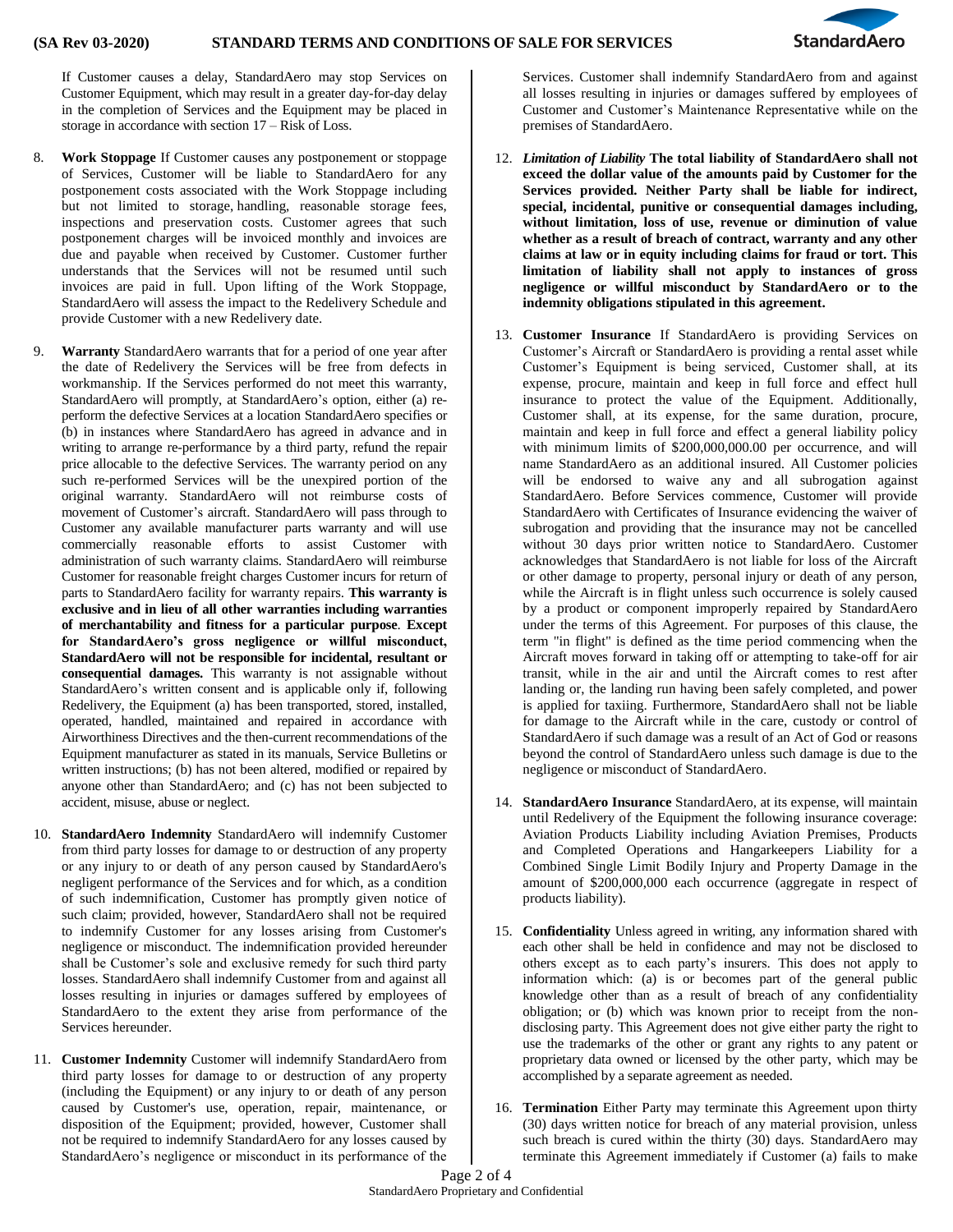If Customer causes a delay, StandardAero may stop Services on Customer Equipment, which may result in a greater day-for-day delay in the completion of Services and the Equipment may be placed in storage in accordance with section 17 – Risk of Loss.

8. **Work Stoppage** If Customer causes any postponement or stoppage of Services, Customer will be liable to StandardAero for any postponement costs associated with the Work Stoppage including but not limited to storage, handling, reasonable storage fees, inspections and preservation costs. Customer agrees that such postponement charges will be invoiced monthly and invoices are due and payable when received by Customer. Customer further understands that the Services will not be resumed until such invoices are paid in full. Upon lifting of the Work Stoppage, StandardAero will assess the impact to the Redelivery Schedule and provide Customer with a new Redelivery date.

9. **Warranty** StandardAero warrants that for a period of one year after the date of Redelivery the Services will be free from defects in workmanship. If the Services performed do not meet this warranty, StandardAero will promptly, at StandardAero's option, either (a) re-perform the defective Services at a location StandardAero specifies or (b) in instances where StandardAero has agreed in advance and in writing to arrange re-performance by a third party, refund the repair price allocable to the defective Services. The warranty period on any such re-performed Services will be the unexpired portion of the original warranty. StandardAero will not reimburse costs of movement of Customer's aircraft. StandardAero will pass through to Customer any available manufacturer parts warranty and will use commercially reasonable efforts to assist Customer with administration of such warranty claims. StandardAero will reimburse Customer for reasonable freight charges Customer incurs for return of parts to StandardAero facility for warranty repairs. **This warranty is exclusive and in lieu of all other warranties including warranties of merchantability and fitness for a particular purpose**. **Except for StandardAero's gross negligence or willful misconduct, StandardAero will not be responsible for incidental, resultant or consequential damages.** This warranty is not assignable without StandardAero's written consent and is applicable only if, following Redelivery, the Equipment (a) has been transported, stored, installed, operated, handled, maintained and repaired in accordance with Airworthiness Directives and the then-current recommendations of the Equipment manufacturer as stated in its manuals, Service Bulletins or written instructions; (b) has not been altered, modified or repaired by anyone other than StandardAero; and (c) has not been subjected to accident, misuse, abuse or neglect.

10. **StandardAero Indemnity** StandardAero will indemnify Customer from third party losses for damage to or destruction of any property or any injury to or death of any person caused by StandardAero's negligent performance of the Services and for which, as a condition of such indemnification, Customer has promptly given notice of such claim; provided, however, StandardAero shall not be required to indemnify Customer for any losses arising from Customer's negligence or misconduct. The indemnification provided hereunder shall be Customer's sole and exclusive remedy for such third party losses. StandardAero shall indemnify Customer from and against all losses resulting in injuries or damages suffered by employees of StandardAero to the extent they arise from performance of the Services hereunder.

11. **Customer Indemnity** Customer will indemnify StandardAero from third party losses for damage to or destruction of any property (including the Equipment) or any injury to or death of any person caused by Customer's use, operation, repair, maintenance, or disposition of the Equipment; provided, however, Customer shall not be required to indemnify StandardAero for any losses caused by StandardAero's negligence or misconduct in its performance of the Services. Customer shall indemnify StandardAero from and against all losses resulting in injuries or damages suffered by employees of Customer and Customer's Maintenance Representative while on the premises of StandardAero.

12. ***Limitation of Liability*** **The total liability of StandardAero shall not exceed the dollar value of the amounts paid by Customer for the Services provided. Neither Party shall be liable for indirect, special, incidental, punitive or consequential damages including, without limitation, loss of use, revenue or diminution of value whether as a result of breach of contract, warranty and any other claims at law or in equity including claims for fraud or tort. This limitation of liability shall not apply to instances of gross negligence or willful misconduct by StandardAero or to the indemnity obligations stipulated in this agreement.**

13. **Customer Insurance** If StandardAero is providing Services on Customer's Aircraft or StandardAero is providing a rental asset while Customer's Equipment is being serviced, Customer shall, at its expense, procure, maintain and keep in full force and effect hull insurance to protect the value of the Equipment. Additionally, Customer shall, at its expense, for the same duration, procure, maintain and keep in full force and effect a general liability policy with minimum limits of $200,000,000.00 per occurrence, and will name StandardAero as an additional insured. All Customer policies will be endorsed to waive any and all subrogation against StandardAero. Before Services commence, Customer will provide StandardAero with Certificates of Insurance evidencing the waiver of subrogation and providing that the insurance may not be cancelled without 30 days prior written notice to StandardAero. Customer acknowledges that StandardAero is not liable for loss of the Aircraft or other damage to property, personal injury or death of any person, while the Aircraft is in flight unless such occurrence is solely caused by a product or component improperly repaired by StandardAero under the terms of this Agreement. For purposes of this clause, the term "in flight" is defined as the time period commencing when the Aircraft moves forward in taking off or attempting to take-off for air transit, while in the air and until the Aircraft comes to rest after landing or, the landing run having been safely completed, and power is applied for taxiing. Furthermore, StandardAero shall not be liable for damage to the Aircraft while in the care, custody or control of StandardAero if such damage was a result of an Act of God or reasons beyond the control of StandardAero unless such damage is due to the negligence or misconduct of StandardAero.

14. **StandardAero Insurance** StandardAero, at its expense, will maintain until Redelivery of the Equipment the following insurance coverage: Aviation Products Liability including Aviation Premises, Products and Completed Operations and Hangarkeepers Liability for a Combined Single Limit Bodily Injury and Property Damage in the amount of $200,000,000 each occurrence (aggregate in respect of products liability).

15. **Confidentiality** Unless agreed in writing, any information shared with each other shall be held in confidence and may not be disclosed to others except as to each party's insurers. This does not apply to information which: (a) is or becomes part of the general public knowledge other than as a result of breach of any confidentiality obligation; or (b) which was known prior to receipt from the non-disclosing party. This Agreement does not give either party the right to use the trademarks of the other or grant any rights to any patent or proprietary data owned or licensed by the other party, which may be accomplished by a separate agreement as needed.

16. **Termination** Either Party may terminate this Agreement upon thirty (30) days written notice for breach of any material provision, unless such breach is cured within the thirty (30) days. StandardAero may terminate this Agreement immediately if Customer (a) fails to make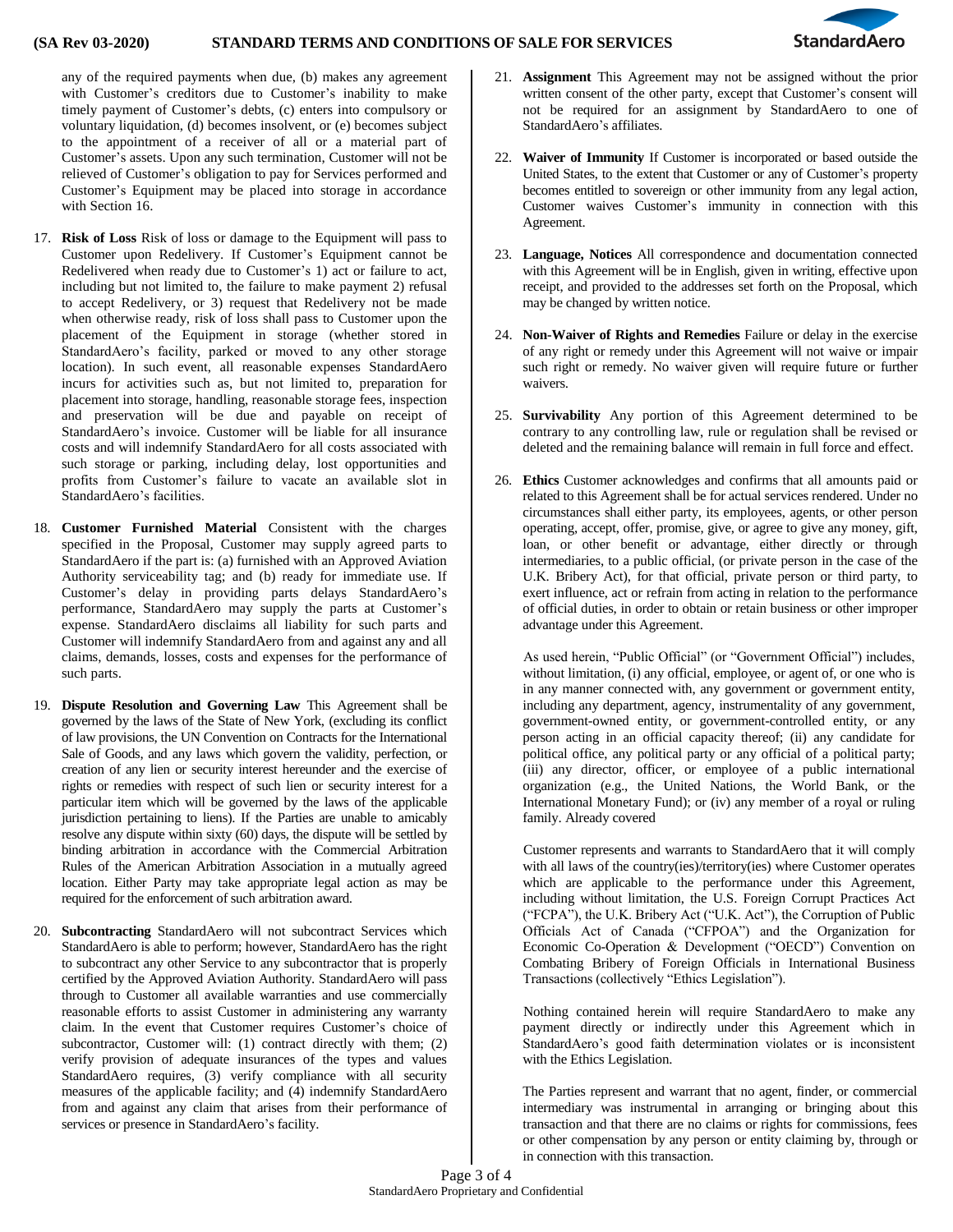any of the required payments when due, (b) makes any agreement with Customer's creditors due to Customer's inability to make timely payment of Customer's debts, (c) enters into compulsory or voluntary liquidation, (d) becomes insolvent, or (e) becomes subject to the appointment of a receiver of all or a material part of Customer's assets. Upon any such termination, Customer will not be relieved of Customer's obligation to pay for Services performed and Customer's Equipment may be placed into storage in accordance with Section 16.

17. **Risk of Loss** Risk of loss or damage to the Equipment will pass to Customer upon Redelivery. If Customer's Equipment cannot be Redelivered when ready due to Customer's 1) act or failure to act, including but not limited to, the failure to make payment 2) refusal to accept Redelivery, or 3) request that Redelivery not be made when otherwise ready, risk of loss shall pass to Customer upon the placement of the Equipment in storage (whether stored in StandardAero's facility, parked or moved to any other storage location). In such event, all reasonable expenses StandardAero incurs for activities such as, but not limited to, preparation for placement into storage, handling, reasonable storage fees, inspection and preservation will be due and payable on receipt of StandardAero's invoice. Customer will be liable for all insurance costs and will indemnify StandardAero for all costs associated with such storage or parking, including delay, lost opportunities and profits from Customer's failure to vacate an available slot in StandardAero's facilities.

18. **Customer Furnished Material** Consistent with the charges specified in the Proposal, Customer may supply agreed parts to StandardAero if the part is: (a) furnished with an Approved Aviation Authority serviceability tag; and (b) ready for immediate use. If Customer's delay in providing parts delays StandardAero's performance, StandardAero may supply the parts at Customer's expense. StandardAero disclaims all liability for such parts and Customer will indemnify StandardAero from and against any and all claims, demands, losses, costs and expenses for the performance of such parts.

19. **Dispute Resolution and Governing Law** This Agreement shall be governed by the laws of the State of New York, (excluding its conflict of law provisions, the UN Convention on Contracts for the International Sale of Goods, and any laws which govern the validity, perfection, or creation of any lien or security interest hereunder and the exercise of rights or remedies with respect of such lien or security interest for a particular item which will be governed by the laws of the applicable jurisdiction pertaining to liens). If the Parties are unable to amicably resolve any dispute within sixty (60) days, the dispute will be settled by binding arbitration in accordance with the Commercial Arbitration Rules of the American Arbitration Association in a mutually agreed location. Either Party may take appropriate legal action as may be required for the enforcement of such arbitration award.

20. **Subcontracting** StandardAero will not subcontract Services which StandardAero is able to perform; however, StandardAero has the right to subcontract any other Service to any subcontractor that is properly certified by the Approved Aviation Authority. StandardAero will pass through to Customer all available warranties and use commercially reasonable efforts to assist Customer in administering any warranty claim. In the event that Customer requires Customer's choice of subcontractor, Customer will: (1) contract directly with them; (2) verify provision of adequate insurances of the types and values StandardAero requires, (3) verify compliance with all security measures of the applicable facility; and (4) indemnify StandardAero from and against any claim that arises from their performance of services or presence in StandardAero's facility.

21. **Assignment** This Agreement may not be assigned without the prior written consent of the other party, except that Customer's consent will not be required for an assignment by StandardAero to one of StandardAero's affiliates.

22. **Waiver of Immunity** If Customer is incorporated or based outside the United States, to the extent that Customer or any of Customer's property becomes entitled to sovereign or other immunity from any legal action, Customer waives Customer's immunity in connection with this Agreement.

23. **Language, Notices** All correspondence and documentation connected with this Agreement will be in English, given in writing, effective upon receipt, and provided to the addresses set forth on the Proposal, which may be changed by written notice.

24. **Non-Waiver of Rights and Remedies** Failure or delay in the exercise of any right or remedy under this Agreement will not waive or impair such right or remedy. No waiver given will require future or further waivers.

25. **Survivability** Any portion of this Agreement determined to be contrary to any controlling law, rule or regulation shall be revised or deleted and the remaining balance will remain in full force and effect.

26. **Ethics** Customer acknowledges and confirms that all amounts paid or related to this Agreement shall be for actual services rendered. Under no circumstances shall either party, its employees, agents, or other person operating, accept, offer, promise, give, or agree to give any money, gift, loan, or other benefit or advantage, either directly or through intermediaries, to a public official, (or private person in the case of the U.K. Bribery Act), for that official, private person or third party, to exert influence, act or refrain from acting in relation to the performance of official duties, in order to obtain or retain business or other improper advantage under this Agreement.

    As used herein, "Public Official" (or "Government Official") includes, without limitation, (i) any official, employee, or agent of, or one who is in any manner connected with, any government or government entity, including any department, agency, instrumentality of any government, government-owned entity, or government-controlled entity, or any person acting in an official capacity thereof; (ii) any candidate for political office, any political party or any official of a political party; (iii) any director, officer, or employee of a public international organization (e.g., the United Nations, the World Bank, or the International Monetary Fund); or (iv) any member of a royal or ruling family. Already covered

    Customer represents and warrants to StandardAero that it will comply with all laws of the country(ies)/territory(ies) where Customer operates which are applicable to the performance under this Agreement, including without limitation, the U.S. Foreign Corrupt Practices Act ("FCPA"), the U.K. Bribery Act ("U.K. Act"), the Corruption of Public Officials Act of Canada ("CFPOA") and the Organization for Economic Co-Operation & Development ("OECD") Convention on Combating Bribery of Foreign Officials in International Business Transactions (collectively "Ethics Legislation").

    Nothing contained herein will require StandardAero to make any payment directly or indirectly under this Agreement which in StandardAero's good faith determination violates or is inconsistent with the Ethics Legislation.

    The Parties represent and warrant that no agent, finder, or commercial intermediary was instrumental in arranging or bringing about this transaction and that there are no claims or rights for commissions, fees or other compensation by any person or entity claiming by, through or in connection with this transaction.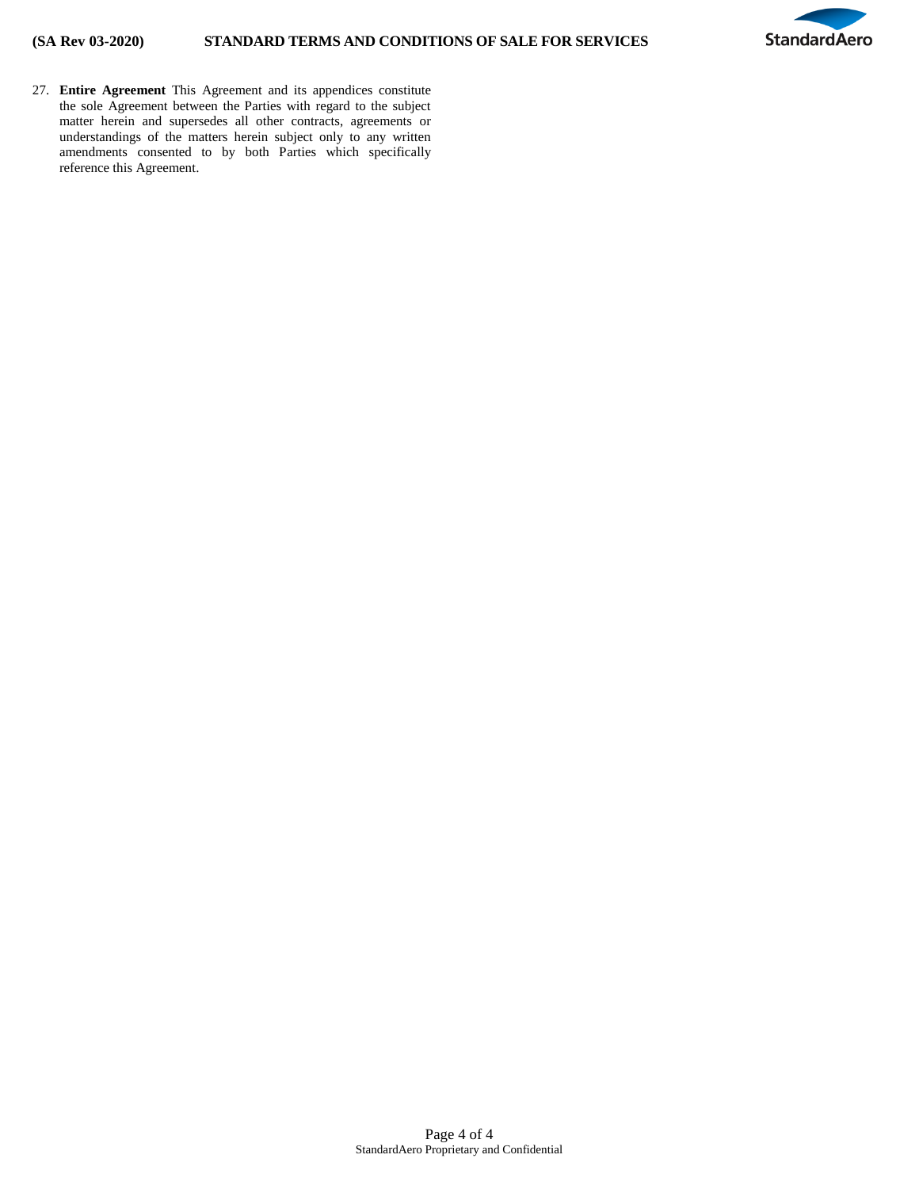27. **Entire Agreement** This Agreement and its appendices constitute the sole Agreement between the Parties with regard to the subject matter herein and supersedes all other contracts, agreements or understandings of the matters herein subject only to any written amendments consented to by both Parties which specifically reference this Agreement.